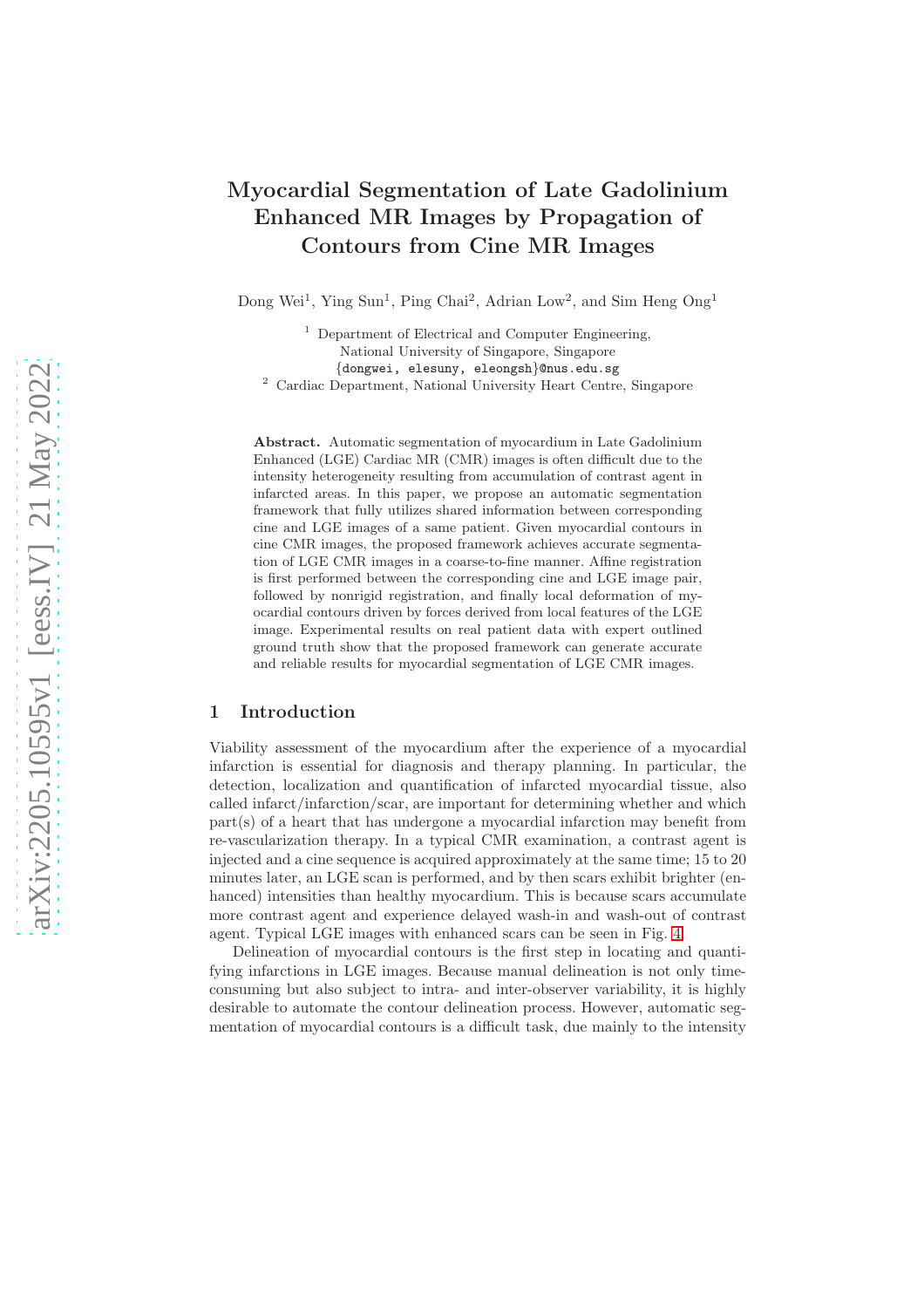# Myocardial Segmentation of Late Gadolinium Enhanced MR Images by Propagation of Contours from Cine MR Images

Dong Wei[1], Ying Sun[1], Ping Chai[2], Adrian Low[2], and Sim Heng Ong[1]

[1] Department of Electrical and Computer Engineering, National University of Singapore, Singapore
{dongwei, elesuny, eleongsh}@nus.edu.sg

[2] Cardiac Department, National University Heart Centre, Singapore

**Abstract.** Automatic segmentation of myocardium in Late Gadolinium Enhanced (LGE) Cardiac MR (CMR) images is often difficult due to the intensity heterogeneity resulting from accumulation of contrast agent in infarcted areas. In this paper, we propose an automatic segmentation framework that fully utilizes shared information between corresponding cine and LGE images of a same patient. Given myocardial contours in cine CMR images, the proposed framework achieves accurate segmentation of LGE CMR images in a coarse-to-fine manner. Affine registration is first performed between the corresponding cine and LGE image pair, followed by nonrigid registration, and finally local deformation of myocardial contours driven by forces derived from local features of the LGE image. Experimental results on real patient data with expert outlined ground truth show that the proposed framework can generate accurate and reliable results for myocardial segmentation of LGE CMR images.

## 1 Introduction

Viability assessment of the myocardium after the experience of a myocardial infarction is essential for diagnosis and therapy planning. In particular, the detection, localization and quantification of infarcted myocardial tissue, also called infarct/infarction/scar, are important for determining whether and which part(s) of a heart that has undergone a myocardial infarction may benefit from re-vascularization therapy. In a typical CMR examination, a contrast agent is injected and a cine sequence is acquired approximately at the same time; 15 to 20 minutes later, an LGE scan is performed, and by then scars exhibit brighter (enhanced) intensities than healthy myocardium. This is because scars accumulate more contrast agent and experience delayed wash-in and wash-out of contrast agent. Typical LGE images with enhanced scars can be seen in Fig. 4.

Delineation of myocardial contours is the first step in locating and quantifying infarctions in LGE images. Because manual delineation is not only time-consuming but also subject to intra- and inter-observer variability, it is highly desirable to automate the contour delineation process. However, automatic segmentation of myocardial contours is a difficult task, due mainly to the intensity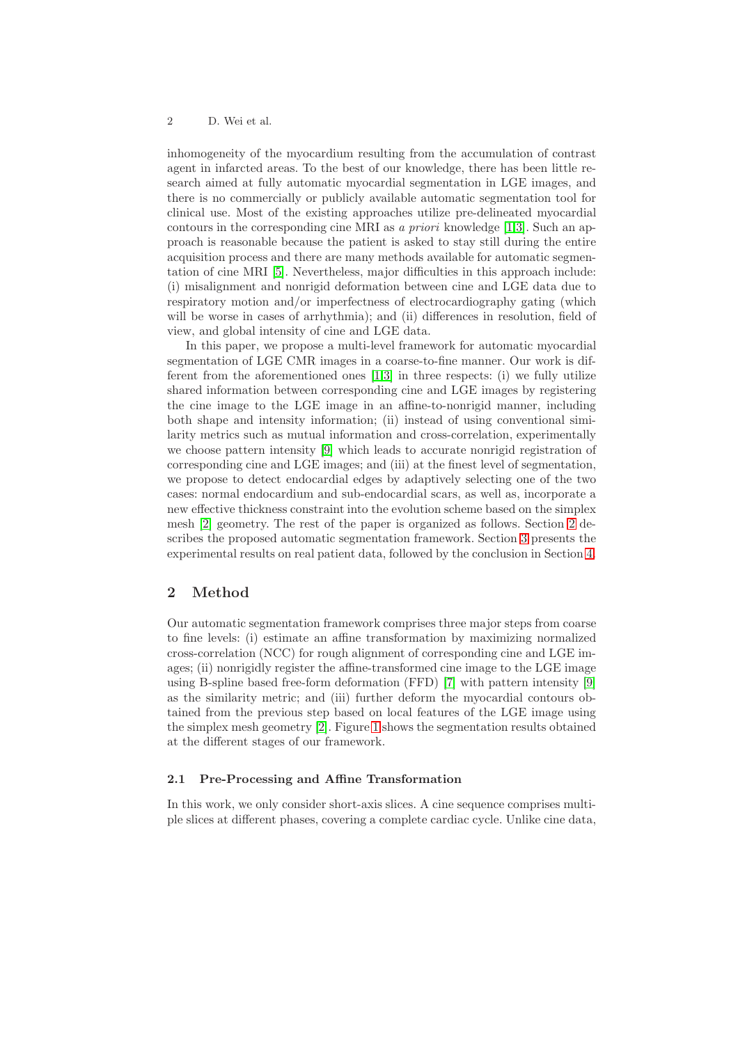inhomogeneity of the myocardium resulting from the accumulation of contrast agent in infarcted areas. To the best of our knowledge, there has been little research aimed at fully automatic myocardial segmentation in LGE images, and there is no commercially or publicly available automatic segmentation tool for clinical use. Most of the existing approaches utilize pre-delineated myocardial contours in the corresponding cine MRI as *a priori* knowledge [1,3]. Such an approach is reasonable because the patient is asked to stay still during the entire acquisition process and there are many methods available for automatic segmentation of cine MRI [5]. Nevertheless, major difficulties in this approach include: (i) misalignment and nonrigid deformation between cine and LGE data due to respiratory motion and/or imperfectness of electrocardiography gating (which will be worse in cases of arrhythmia); and (ii) differences in resolution, field of view, and global intensity of cine and LGE data.

In this paper, we propose a multi-level framework for automatic myocardial segmentation of LGE CMR images in a coarse-to-fine manner. Our work is different from the aforementioned ones [1,3] in three respects: (i) we fully utilize shared information between corresponding cine and LGE images by registering the cine image to the LGE image in an affine-to-nonrigid manner, including both shape and intensity information; (ii) instead of using conventional similarity metrics such as mutual information and cross-correlation, experimentally we choose pattern intensity [9] which leads to accurate nonrigid registration of corresponding cine and LGE images; and (iii) at the finest level of segmentation, we propose to detect endocardial edges by adaptively selecting one of the two cases: normal endocardium and sub-endocardial scars, as well as, incorporate a new effective thickness constraint into the evolution scheme based on the simplex mesh [2] geometry. The rest of the paper is organized as follows. Section 2 describes the proposed automatic segmentation framework. Section 3 presents the experimental results on real patient data, followed by the conclusion in Section 4.

## 2 Method

Our automatic segmentation framework comprises three major steps from coarse to fine levels: (i) estimate an affine transformation by maximizing normalized cross-correlation (NCC) for rough alignment of corresponding cine and LGE images; (ii) nonrigidly register the affine-transformed cine image to the LGE image using B-spline based free-form deformation (FFD) [7] with pattern intensity [9] as the similarity metric; and (iii) further deform the myocardial contours obtained from the previous step based on local features of the LGE image using the simplex mesh geometry [2]. Figure 1 shows the segmentation results obtained at the different stages of our framework.

### 2.1 Pre-Processing and Affine Transformation

In this work, we only consider short-axis slices. A cine sequence comprises multiple slices at different phases, covering a complete cardiac cycle. Unlike cine data,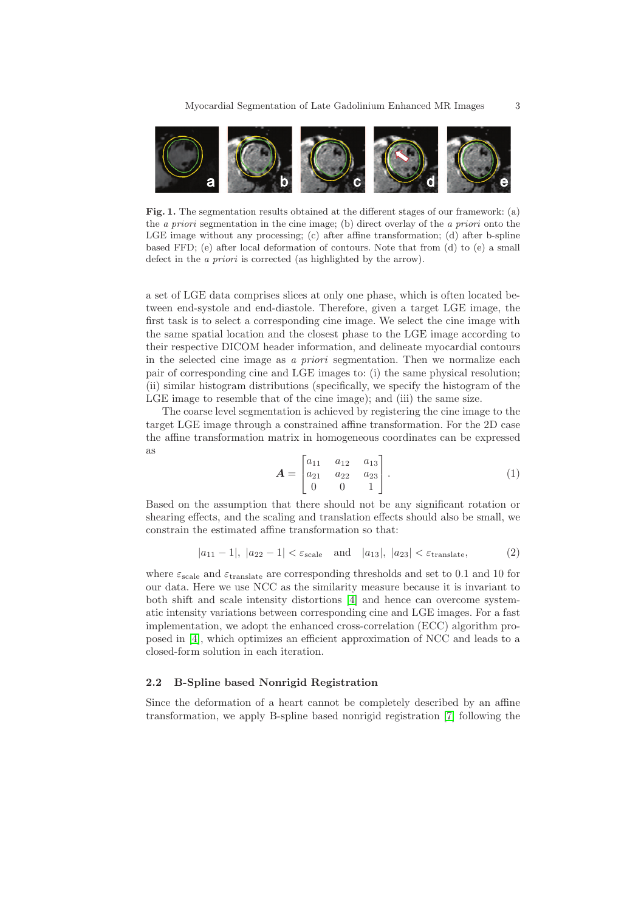**Fig. 1.** The segmentation results obtained at the different stages of our framework: (a) the *a priori* segmentation in the cine image; (b) direct overlay of the *a priori* onto the LGE image without any processing; (c) after affine transformation; (d) after b-spline based FFD; (e) after local deformation of contours. Note that from (d) to (e) a small defect in the *a priori* is corrected (as highlighted by the arrow).

a set of LGE data comprises slices at only one phase, which is often located between end-systole and end-diastole. Therefore, given a target LGE image, the first task is to select a corresponding cine image. We select the cine image with the same spatial location and the closest phase to the LGE image according to their respective DICOM header information, and delineate myocardial contours in the selected cine image as *a priori* segmentation. Then we normalize each pair of corresponding cine and LGE images to: (i) the same physical resolution; (ii) similar histogram distributions (specifically, we specify the histogram of the LGE image to resemble that of the cine image); and (iii) the same size.

The coarse level segmentation is achieved by registering the cine image to the target LGE image through a constrained affine transformation. For the 2D case the affine transformation matrix in homogeneous coordinates can be expressed as

$$\boldsymbol{A} = \begin{bmatrix} a_{11} & a_{12} & a_{13} \\ a_{21} & a_{22} & a_{23} \\ 0 & 0 & 1 \end{bmatrix}. \tag{1}$$

Based on the assumption that there should not be any significant rotation or shearing effects, and the scaling and translation effects should also be small, we constrain the estimated affine transformation so that:

$$|a_{11} - 1|,\ |a_{22} - 1| < \varepsilon_{\text{scale}} \quad \text{and} \quad |a_{13}|,\ |a_{23}| < \varepsilon_{\text{translate}}, \tag{2}$$

where $\varepsilon_{\text{scale}}$ and $\varepsilon_{\text{translate}}$ are corresponding thresholds and set to 0.1 and 10 for our data. Here we use NCC as the similarity measure because it is invariant to both shift and scale intensity distortions [4] and hence can overcome systematic intensity variations between corresponding cine and LGE images. For a fast implementation, we adopt the enhanced cross-correlation (ECC) algorithm proposed in [4], which optimizes an efficient approximation of NCC and leads to a closed-form solution in each iteration.

### 2.2 B-Spline based Nonrigid Registration

Since the deformation of a heart cannot be completely described by an affine transformation, we apply B-spline based nonrigid registration [7] following the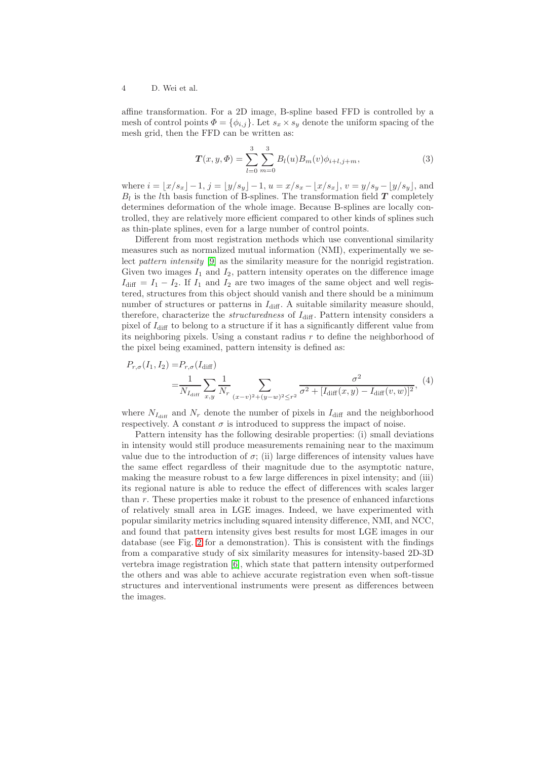affine transformation. For a 2D image, B-spline based FFD is controlled by a mesh of control points $\Phi = \{\phi_{i,j}\}$. Let $s_x \times s_y$ denote the uniform spacing of the mesh grid, then the FFD can be written as:

$$\boldsymbol{T}(x, y, \Phi) = \sum_{l=0}^{3} \sum_{m=0}^{3} B_l(u) B_m(v) \phi_{i+l, j+m}, \tag{3}$$

where $i = \lfloor x/s_x \rfloor - 1$, $j = \lfloor y/s_y \rfloor - 1$, $u = x/s_x - \lfloor x/s_x \rfloor$, $v = y/s_y - \lfloor y/s_y \rfloor$, and $B_l$ is the $l$th basis function of B-splines. The transformation field $\boldsymbol{T}$ completely determines deformation of the whole image. Because B-splines are locally controlled, they are relatively more efficient compared to other kinds of splines such as thin-plate splines, even for a large number of control points.

Different from most registration methods which use conventional similarity measures such as normalized mutual information (NMI), experimentally we select *pattern intensity* [9] as the similarity measure for the nonrigid registration. Given two images $I_1$ and $I_2$, pattern intensity operates on the difference image $I_{\text{diff}} = I_1 - I_2$. If $I_1$ and $I_2$ are two images of the same object and well registered, structures from this object should vanish and there should be a minimum number of structures or patterns in $I_{\text{diff}}$. A suitable similarity measure should, therefore, characterize the *structuredness* of $I_{\text{diff}}$. Pattern intensity considers a pixel of $I_{\text{diff}}$ to belong to a structure if it has a significantly different value from its neighboring pixels. Using a constant radius $r$ to define the neighborhood of the pixel being examined, pattern intensity is defined as:

$$\begin{aligned} P_{r,\sigma}(I_1, I_2) =& P_{r,\sigma}(I_{\text{diff}}) \\ =& \frac{1}{N_{I_{\text{diff}}}} \sum_{x,y} \frac{1}{N_r} \sum_{(x-v)^2+(y-w)^2 \le r^2} \frac{\sigma^2}{\sigma^2 + [I_{\text{diff}}(x,y) - I_{\text{diff}}(v,w)]^2}, \end{aligned} \tag{4}$$

where $N_{I_{\text{diff}}}$ and $N_r$ denote the number of pixels in $I_{\text{diff}}$ and the neighborhood respectively. A constant $\sigma$ is introduced to suppress the impact of noise.

Pattern intensity has the following desirable properties: (i) small deviations in intensity would still produce measurements remaining near to the maximum value due to the introduction of $\sigma$; (ii) large differences of intensity values have the same effect regardless of their magnitude due to the asymptotic nature, making the measure robust to a few large differences in pixel intensity; and (iii) its regional nature is able to reduce the effect of differences with scales larger than $r$. These properties make it robust to the presence of enhanced infarctions of relatively small area in LGE images. Indeed, we have experimented with popular similarity metrics including squared intensity difference, NMI, and NCC, and found that pattern intensity gives best results for most LGE images in our database (see Fig. 2 for a demonstration). This is consistent with the findings from a comparative study of six similarity measures for intensity-based 2D-3D vertebra image registration [6], which state that pattern intensity outperformed the others and was able to achieve accurate registration even when soft-tissue structures and interventional instruments were present as differences between the images.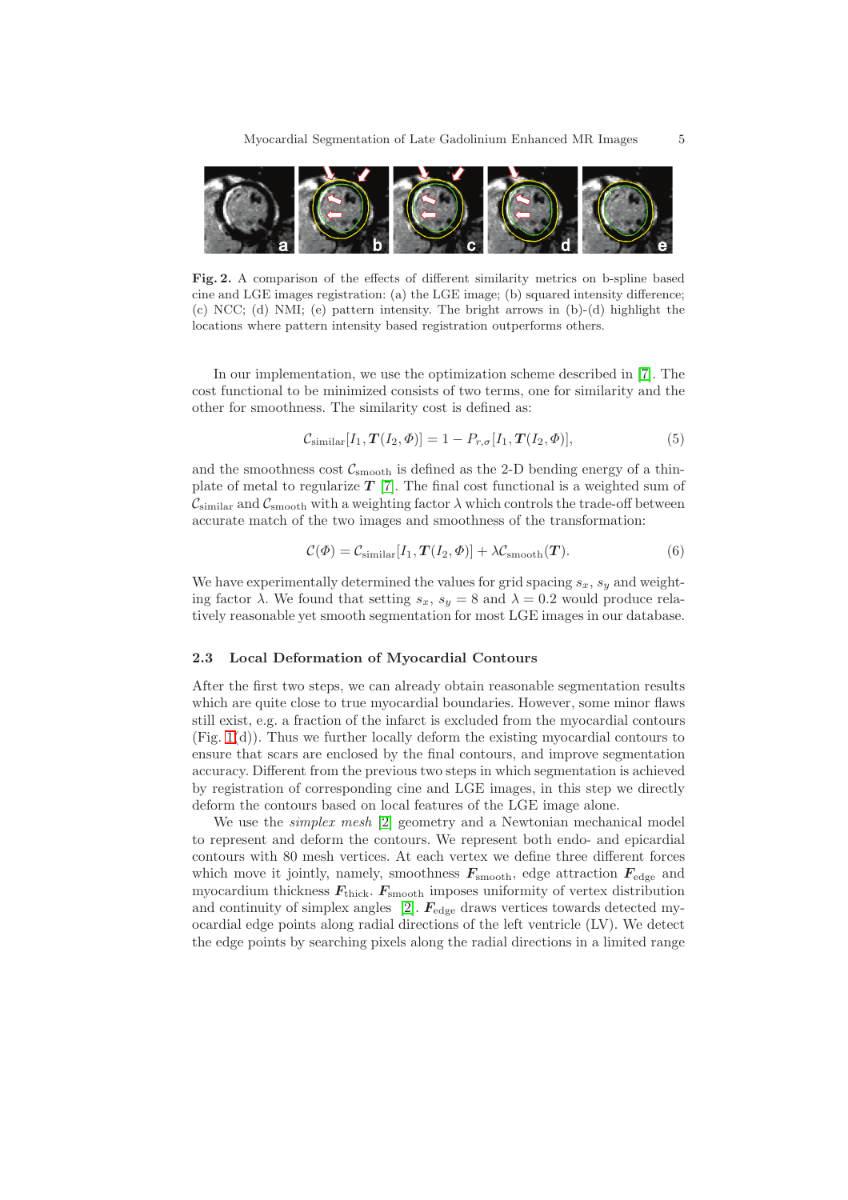**Fig. 2.** A comparison of the effects of different similarity metrics on b-spline based cine and LGE images registration: (a) the LGE image; (b) squared intensity difference; (c) NCC; (d) NMI; (e) pattern intensity. The bright arrows in (b)-(d) highlight the locations where pattern intensity based registration outperforms others.

In our implementation, we use the optimization scheme described in [7]. The cost functional to be minimized consists of two terms, one for similarity and the other for smoothness. The similarity cost is defined as:

$$\mathcal{C}_{\text{similar}}[I_1, \boldsymbol{T}(I_2, \Phi)] = 1 - P_{r,\sigma}[I_1, \boldsymbol{T}(I_2, \Phi)], \tag{5}$$

and the smoothness cost $\mathcal{C}_{\text{smooth}}$ is defined as the 2-D bending energy of a thin-plate of metal to regularize $\boldsymbol{T}$ [7]. The final cost functional is a weighted sum of $\mathcal{C}_{\text{similar}}$ and $\mathcal{C}_{\text{smooth}}$ with a weighting factor $\lambda$ which controls the trade-off between accurate match of the two images and smoothness of the transformation:

$$\mathcal{C}(\Phi) = \mathcal{C}_{\text{similar}}[I_1, \boldsymbol{T}(I_2, \Phi)] + \lambda \mathcal{C}_{\text{smooth}}(\boldsymbol{T}). \tag{6}$$

We have experimentally determined the values for grid spacing $s_x$, $s_y$ and weighting factor $\lambda$. We found that setting $s_x$, $s_y = 8$ and $\lambda = 0.2$ would produce relatively reasonable yet smooth segmentation for most LGE images in our database.

### 2.3 Local Deformation of Myocardial Contours

After the first two steps, we can already obtain reasonable segmentation results which are quite close to true myocardial boundaries. However, some minor flaws still exist, e.g. a fraction of the infarct is excluded from the myocardial contours (Fig. 1(d)). Thus we further locally deform the existing myocardial contours to ensure that scars are enclosed by the final contours, and improve segmentation accuracy. Different from the previous two steps in which segmentation is achieved by registration of corresponding cine and LGE images, in this step we directly deform the contours based on local features of the LGE image alone.

We use the *simplex mesh* [2] geometry and a Newtonian mechanical model to represent and deform the contours. We represent both endo- and epicardial contours with 80 mesh vertices. At each vertex we define three different forces which move it jointly, namely, smoothness $\boldsymbol{F}_{\text{smooth}}$, edge attraction $\boldsymbol{F}_{\text{edge}}$ and myocardium thickness $\boldsymbol{F}_{\text{thick}}$. $\boldsymbol{F}_{\text{smooth}}$ imposes uniformity of vertex distribution and continuity of simplex angles [2]. $\boldsymbol{F}_{\text{edge}}$ draws vertices towards detected myocardial edge points along radial directions of the left ventricle (LV). We detect the edge points by searching pixels along the radial directions in a limited range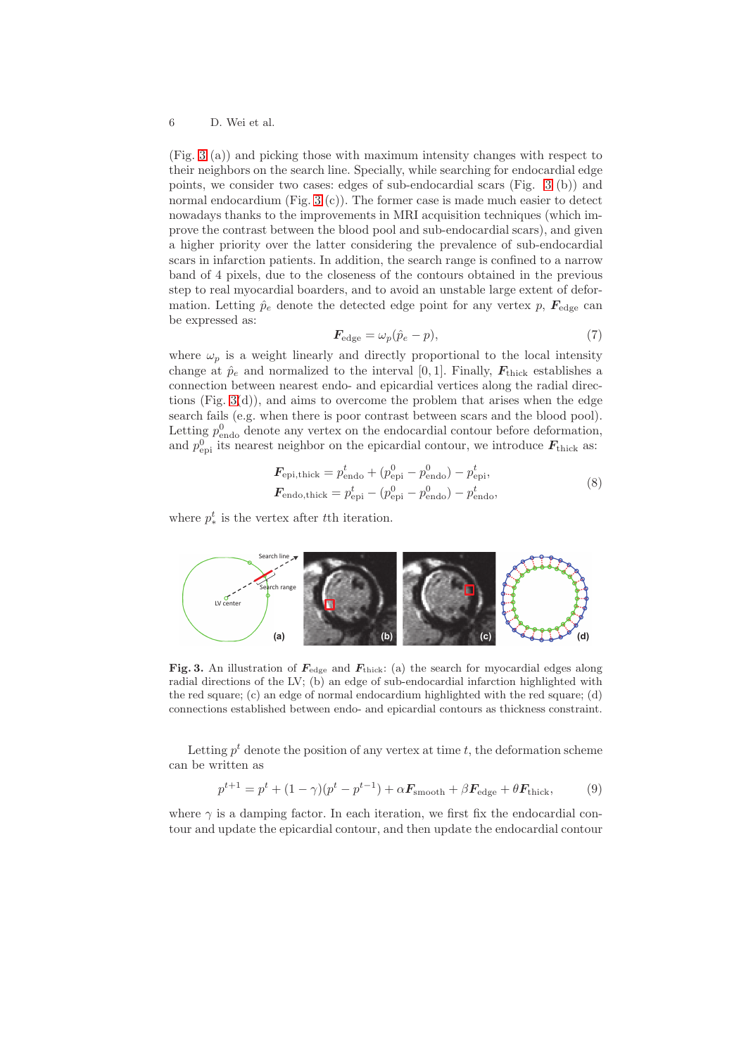(Fig. 3 (a)) and picking those with maximum intensity changes with respect to their neighbors on the search line. Specially, while searching for endocardial edge points, we consider two cases: edges of sub-endocardial scars (Fig. 3 (b)) and normal endocardium (Fig. 3 (c)). The former case is made much easier to detect nowadays thanks to the improvements in MRI acquisition techniques (which improve the contrast between the blood pool and sub-endocardial scars), and given a higher priority over the latter considering the prevalence of sub-endocardial scars in infarction patients. In addition, the search range is confined to a narrow band of 4 pixels, due to the closeness of the contours obtained in the previous step to real myocardial boarders, and to avoid an unstable large extent of deformation. Letting $\hat{p}_e$ denote the detected edge point for any vertex $p$, $\boldsymbol{F}_{\text{edge}}$ can be expressed as:

$$\boldsymbol{F}_{\text{edge}} = \omega_p(\hat{p}_e - p), \tag{7}$$

where $\omega_p$ is a weight linearly and directly proportional to the local intensity change at $\hat{p}_e$ and normalized to the interval $[0, 1]$. Finally, $\boldsymbol{F}_{\text{thick}}$ establishes a connection between nearest endo- and epicardial vertices along the radial directions (Fig. 3(d)), and aims to overcome the problem that arises when the edge search fails (e.g. when there is poor contrast between scars and the blood pool). Letting $p^0_{\text{endo}}$ denote any vertex on the endocardial contour before deformation, and $p^0_{\text{epi}}$ its nearest neighbor on the epicardial contour, we introduce $\boldsymbol{F}_{\text{thick}}$ as:

$$\begin{aligned}
\boldsymbol{F}_{\text{epi,thick}} &= p^t_{\text{endo}} + (p^0_{\text{epi}} - p^0_{\text{endo}}) - p^t_{\text{epi}}, \\
\boldsymbol{F}_{\text{endo,thick}} &= p^t_{\text{epi}} - (p^0_{\text{epi}} - p^0_{\text{endo}}) - p^t_{\text{endo}},
\end{aligned} \tag{8}$$

where $p^t_*$ is the vertex after $t$th iteration.

**Fig. 3.** An illustration of $\boldsymbol{F}_{\text{edge}}$ and $\boldsymbol{F}_{\text{thick}}$: (a) the search for myocardial edges along radial directions of the LV; (b) an edge of sub-endocardial infarction highlighted with the red square; (c) an edge of normal endocardium highlighted with the red square; (d) connections established between endo- and epicardial contours as thickness constraint.

Letting $p^t$ denote the position of any vertex at time $t$, the deformation scheme can be written as

$$p^{t+1} = p^t + (1 - \gamma)(p^t - p^{t-1}) + \alpha\boldsymbol{F}_{\text{smooth}} + \beta\boldsymbol{F}_{\text{edge}} + \theta\boldsymbol{F}_{\text{thick}}, \tag{9}$$

where $\gamma$ is a damping factor. In each iteration, we first fix the endocardial contour and update the epicardial contour, and then update the endocardial contour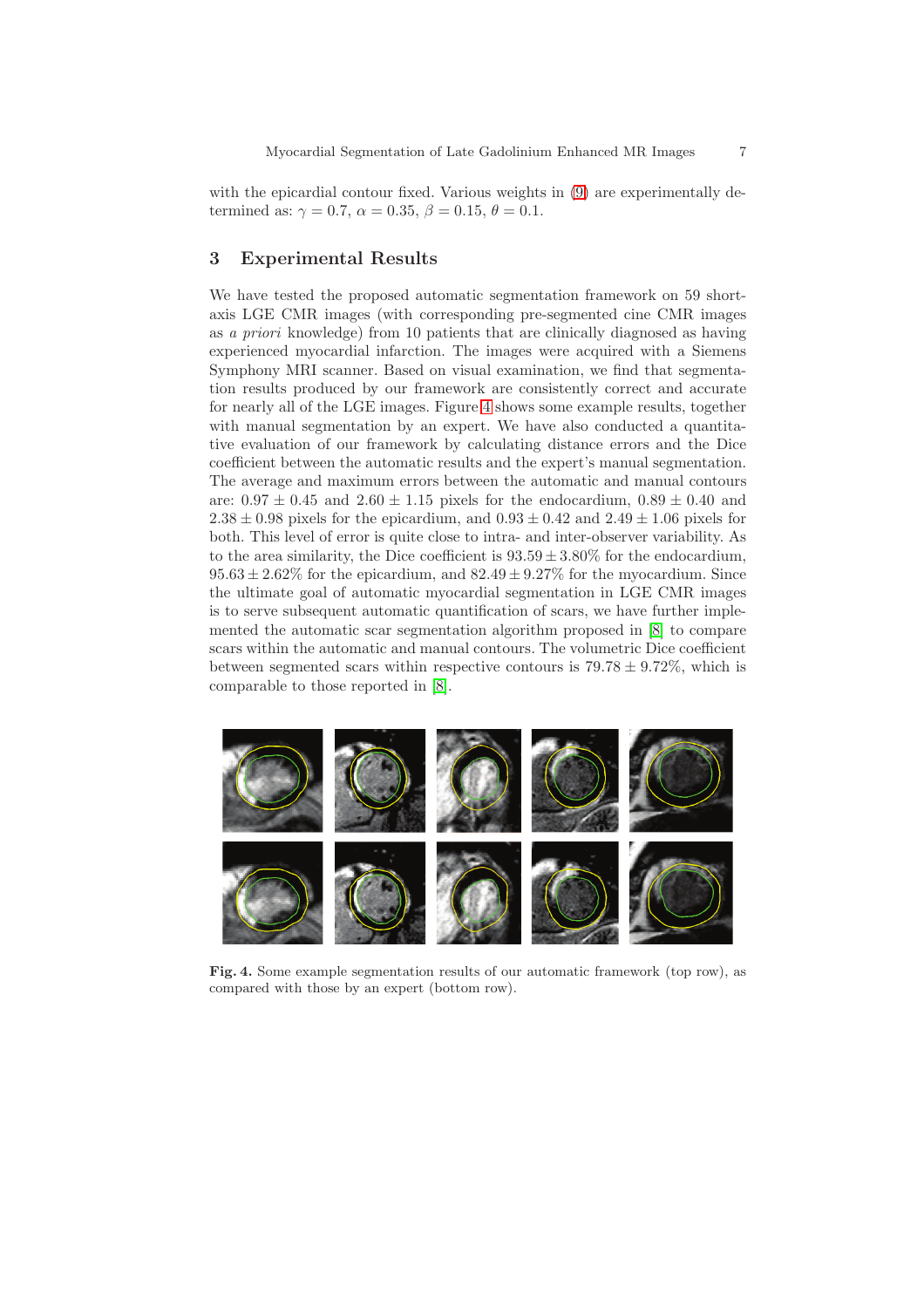with the epicardial contour fixed. Various weights in (9) are experimentally determined as: $\gamma = 0.7$, $\alpha = 0.35$, $\beta = 0.15$, $\theta = 0.1$.

## 3 Experimental Results

We have tested the proposed automatic segmentation framework on 59 short-axis LGE CMR images (with corresponding pre-segmented cine CMR images as *a priori* knowledge) from 10 patients that are clinically diagnosed as having experienced myocardial infarction. The images were acquired with a Siemens Symphony MRI scanner. Based on visual examination, we find that segmentation results produced by our framework are consistently correct and accurate for nearly all of the LGE images. Figure 4 shows some example results, together with manual segmentation by an expert. We have also conducted a quantitative evaluation of our framework by calculating distance errors and the Dice coefficient between the automatic results and the expert's manual segmentation. The average and maximum errors between the automatic and manual contours are: $0.97 \pm 0.45$ and $2.60 \pm 1.15$ pixels for the endocardium, $0.89 \pm 0.40$ and $2.38 \pm 0.98$ pixels for the epicardium, and $0.93 \pm 0.42$ and $2.49 \pm 1.06$ pixels for both. This level of error is quite close to intra- and inter-observer variability. As to the area similarity, the Dice coefficient is $93.59 \pm 3.80\%$ for the endocardium, $95.63 \pm 2.62\%$ for the epicardium, and $82.49 \pm 9.27\%$ for the myocardium. Since the ultimate goal of automatic myocardial segmentation in LGE CMR images is to serve subsequent automatic quantification of scars, we have further implemented the automatic scar segmentation algorithm proposed in [8] to compare scars within the automatic and manual contours. The volumetric Dice coefficient between segmented scars within respective contours is $79.78 \pm 9.72\%$, which is comparable to those reported in [8].

**Fig. 4.** Some example segmentation results of our automatic framework (top row), as compared with those by an expert (bottom row).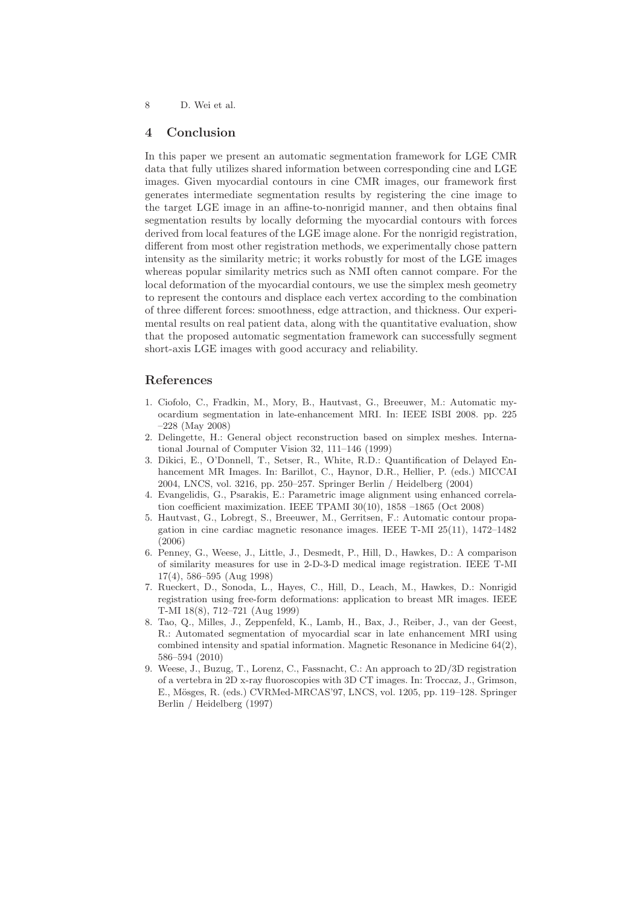## 4 Conclusion

In this paper we present an automatic segmentation framework for LGE CMR data that fully utilizes shared information between corresponding cine and LGE images. Given myocardial contours in cine CMR images, our framework first generates intermediate segmentation results by registering the cine image to the target LGE image in an affine-to-nonrigid manner, and then obtains final segmentation results by locally deforming the myocardial contours with forces derived from local features of the LGE image alone. For the nonrigid registration, different from most other registration methods, we experimentally chose pattern intensity as the similarity metric; it works robustly for most of the LGE images whereas popular similarity metrics such as NMI often cannot compare. For the local deformation of the myocardial contours, we use the simplex mesh geometry to represent the contours and displace each vertex according to the combination of three different forces: smoothness, edge attraction, and thickness. Our experimental results on real patient data, along with the quantitative evaluation, show that the proposed automatic segmentation framework can successfully segment short-axis LGE images with good accuracy and reliability.

## References

1. Ciofolo, C., Fradkin, M., Mory, B., Hautvast, G., Breeuwer, M.: Automatic myocardium segmentation in late-enhancement MRI. In: IEEE ISBI 2008. pp. 225 –228 (May 2008)
2. Delingette, H.: General object reconstruction based on simplex meshes. International Journal of Computer Vision 32, 111–146 (1999)
3. Dikici, E., O'Donnell, T., Setser, R., White, R.D.: Quantification of Delayed Enhancement MR Images. In: Barillot, C., Haynor, D.R., Hellier, P. (eds.) MICCAI 2004, LNCS, vol. 3216, pp. 250–257. Springer Berlin / Heidelberg (2004)
4. Evangelidis, G., Psarakis, E.: Parametric image alignment using enhanced correlation coefficient maximization. IEEE TPAMI 30(10), 1858 –1865 (Oct 2008)
5. Hautvast, G., Lobregt, S., Breeuwer, M., Gerritsen, F.: Automatic contour propagation in cine cardiac magnetic resonance images. IEEE T-MI 25(11), 1472–1482 (2006)
6. Penney, G., Weese, J., Little, J., Desmedt, P., Hill, D., Hawkes, D.: A comparison of similarity measures for use in 2-D-3-D medical image registration. IEEE T-MI 17(4), 586–595 (Aug 1998)
7. Rueckert, D., Sonoda, L., Hayes, C., Hill, D., Leach, M., Hawkes, D.: Nonrigid registration using free-form deformations: application to breast MR images. IEEE T-MI 18(8), 712–721 (Aug 1999)
8. Tao, Q., Milles, J., Zeppenfeld, K., Lamb, H., Bax, J., Reiber, J., van der Geest, R.: Automated segmentation of myocardial scar in late enhancement MRI using combined intensity and spatial information. Magnetic Resonance in Medicine 64(2), 586–594 (2010)
9. Weese, J., Buzug, T., Lorenz, C., Fassnacht, C.: An approach to 2D/3D registration of a vertebra in 2D x-ray fluoroscopies with 3D CT images. In: Troccaz, J., Grimson, E., Mösges, R. (eds.) CVRMed-MRCAS'97, LNCS, vol. 1205, pp. 119–128. Springer Berlin / Heidelberg (1997)